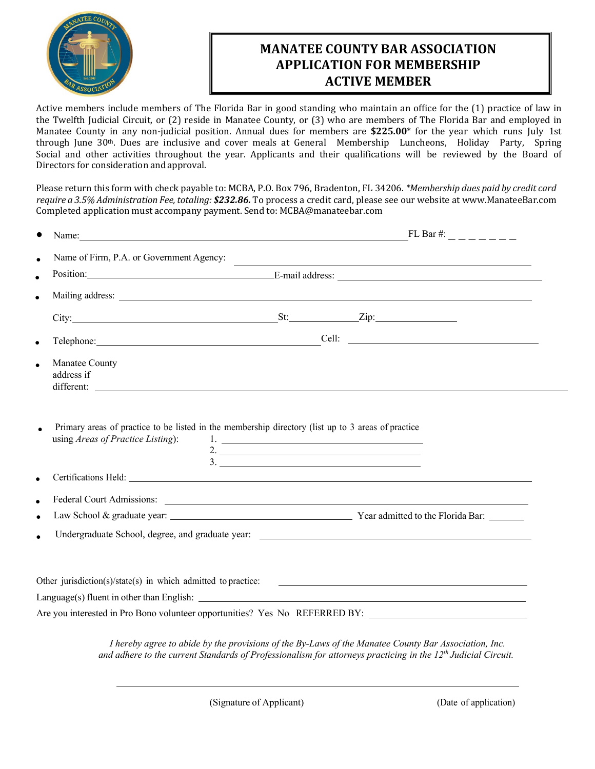# MANATEE COUNTY BAR ASSOCIATION
# APPLICATION FOR MEMBERSHIP
# ACTIVE MEMBER

Active members include members of The Florida Bar in good standing who maintain an office for the (1) practice of law in the Twelfth Judicial Circuit, or (2) reside in Manatee County, or (3) who are members of The Florida Bar and employed in Manatee County in any non-judicial position. Annual dues for members are **$225.00*** for the year which runs July 1st through June 30th. Dues are inclusive and cover meals at General Membership Luncheons, Holiday Party, Spring Social and other activities throughout the year. Applicants and their qualifications will be reviewed by the Board of Directors for consideration and approval.

Please return this form with check payable to: MCBA, P.O. Box 796, Bradenton, FL 34206. *\*Membership dues paid by credit card require a 3.5% Administration Fee, totaling:* ***$232.86.*** To process a credit card, please see our website at www.ManateeBar.com Completed application must accompany payment. Send to: MCBA@manateebar.com

- Name: ______________________________ FL Bar #: _ _ _ _ _ _ _
- Name of Firm, P.A. or Government Agency: ______________________________
- Position: ______________________________ E-mail address: ______________________________
- Mailing address: ______________________________

  City: ______________________________ St: __________ Zip: __________
- Telephone: ______________________________ Cell: ______________________________
- Manatee County address if different: ______________________________
- Primary areas of practice to be listed in the membership directory (list up to 3 areas of practice using *Areas of Practice Listing*):
  1. ______________________________
  2. ______________________________
  3. ______________________________
- Certifications Held: ______________________________
- Federal Court Admissions: ______________________________
- Law School & graduate year: ______________________________ Year admitted to the Florida Bar: __________
- Undergraduate School, degree, and graduate year: ______________________________

Other jurisdiction(s)/state(s) in which admitted to practice: ______________________________

Language(s) fluent in other than English: ______________________________

Are you interested in Pro Bono volunteer opportunities? Yes No REFERRED BY: ______________________________

*I hereby agree to abide by the provisions of the By-Laws of the Manatee County Bar Association, Inc. and adhere to the current Standards of Professionalism for attorneys practicing in the 12th Judicial Circuit.*

______________________________

(Signature of Applicant) (Date of application)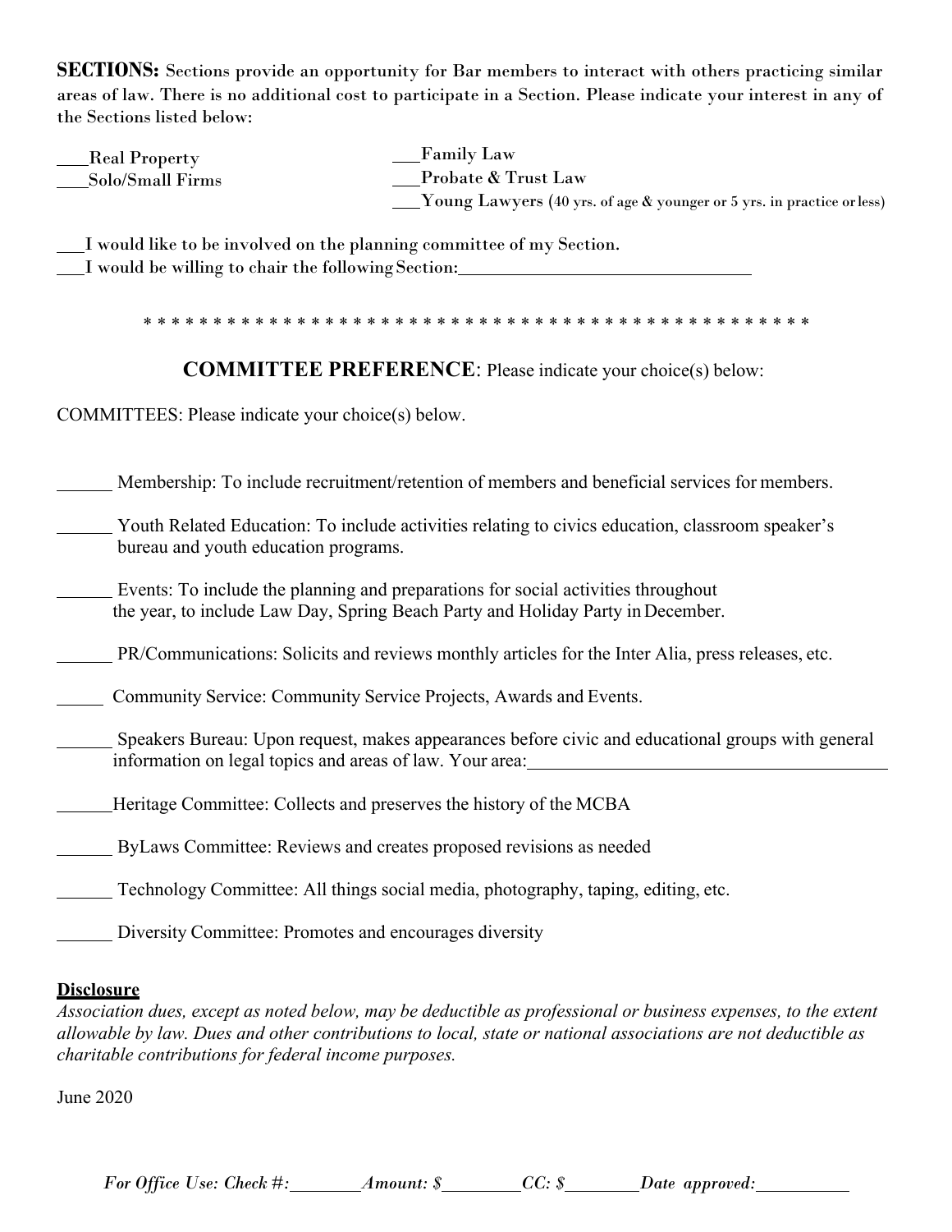**SECTIONS:** Sections provide an opportunity for Bar members to interact with others practicing similar areas of law. There is no additional cost to participate in a Section. Please indicate your interest in any of the Sections listed below:

___Real Property
___Solo/Small Firms
___Family Law
___Probate & Trust Law
___Young Lawyers (40 yrs. of age & younger or 5 yrs. in practice or less)

___I would like to be involved on the planning committee of my Section.
___I would be willing to chair the following Section:________________________________

* * * * * * * * * * * * * * * * * * * * * * * * * * * * * * * * * * * * * * * * * * * * * * * * *

## COMMITTEE PREFERENCE: Please indicate your choice(s) below:

COMMITTEES: Please indicate your choice(s) below.

______ Membership: To include recruitment/retention of members and beneficial services for members.

______ Youth Related Education: To include activities relating to civics education, classroom speaker's bureau and youth education programs.

______ Events: To include the planning and preparations for social activities throughout the year, to include Law Day, Spring Beach Party and Holiday Party in December.

______ PR/Communications: Solicits and reviews monthly articles for the Inter Alia, press releases, etc.

_____ Community Service: Community Service Projects, Awards and Events.

______ Speakers Bureau: Upon request, makes appearances before civic and educational groups with general information on legal topics and areas of law. Your area:________________________________________

______Heritage Committee: Collects and preserves the history of the MCBA

______ ByLaws Committee: Reviews and creates proposed revisions as needed

______ Technology Committee: All things social media, photography, taping, editing, etc.

______ Diversity Committee: Promotes and encourages diversity

**Disclosure**

*Association dues, except as noted below, may be deductible as professional or business expenses, to the extent allowable by law. Dues and other contributions to local, state or national associations are not deductible as charitable contributions for federal income purposes.*

June 2020

*For Office Use: Check #:________Amount: $_________CC: $________Date approved:__________*